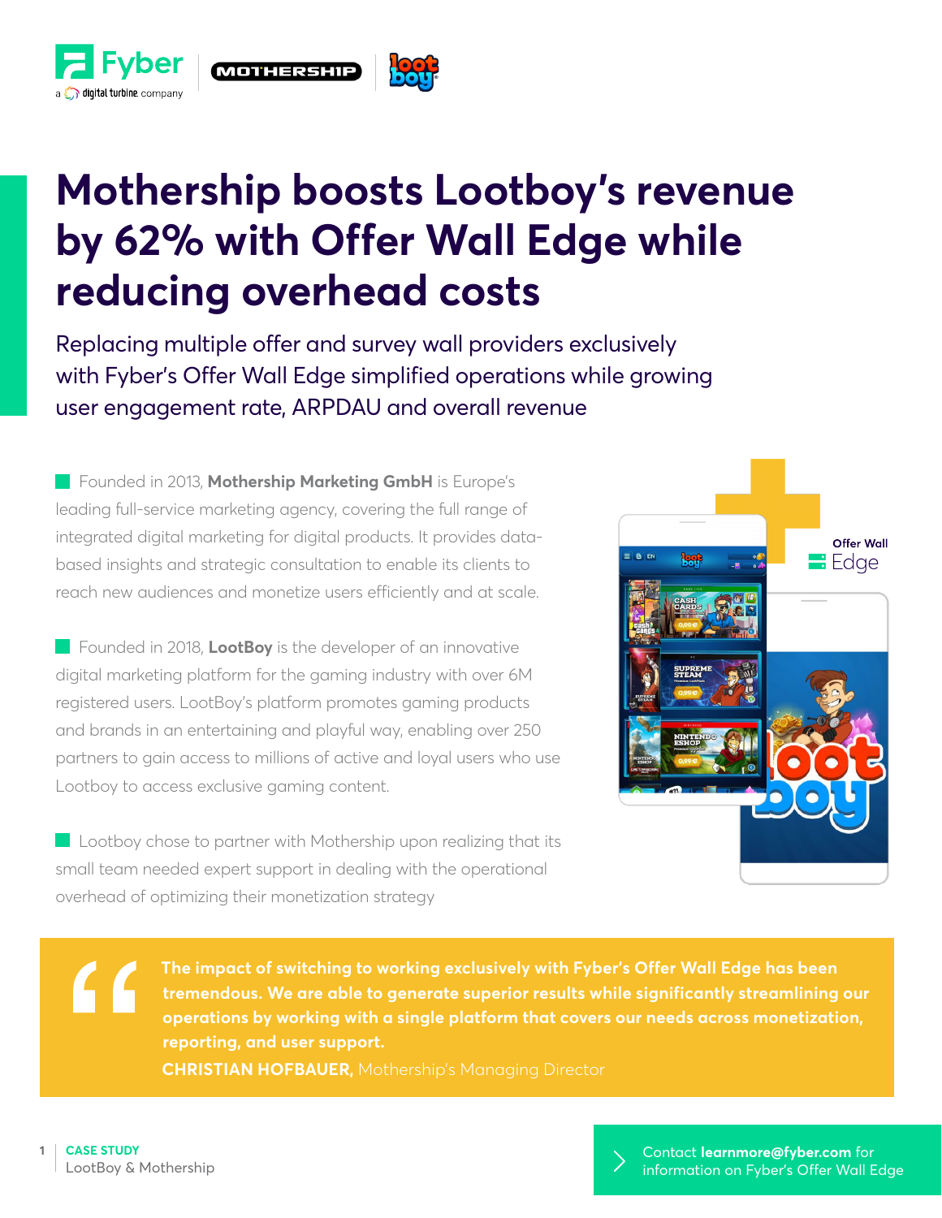# Mothership boosts Lootboy's revenue by 62% with Offer Wall Edge while reducing overhead costs

Replacing multiple offer and survey wall providers exclusively with Fyber's Offer Wall Edge simplified operations while growing user engagement rate, ARPDAU and overall revenue

Founded in 2013, **Mothership Marketing GmbH** is Europe's leading full-service marketing agency, covering the full range of integrated digital marketing for digital products. It provides data-based insights and strategic consultation to enable its clients to reach new audiences and monetize users efficiently and at scale.

Founded in 2018, **LootBoy** is the developer of an innovative digital marketing platform for the gaming industry with over 6M registered users. LootBoy's platform promotes gaming products and brands in an entertaining and playful way, enabling over 250 partners to gain access to millions of active and loyal users who use Lootboy to access exclusive gaming content.

Lootboy chose to partner with Mothership upon realizing that its small team needed expert support in dealing with the operational overhead of optimizing their monetization strategy

> **The impact of switching to working exclusively with Fyber's Offer Wall Edge has been tremendous. We are able to generate superior results while significantly streamlining our operations by working with a single platform that covers our needs across monetization, reporting, and user support.**
>
> **CHRISTIAN HOFBAUER,** Mothership's Managing Director

Contact **learnmore@fyber.com** for information on Fyber's Offer Wall Edge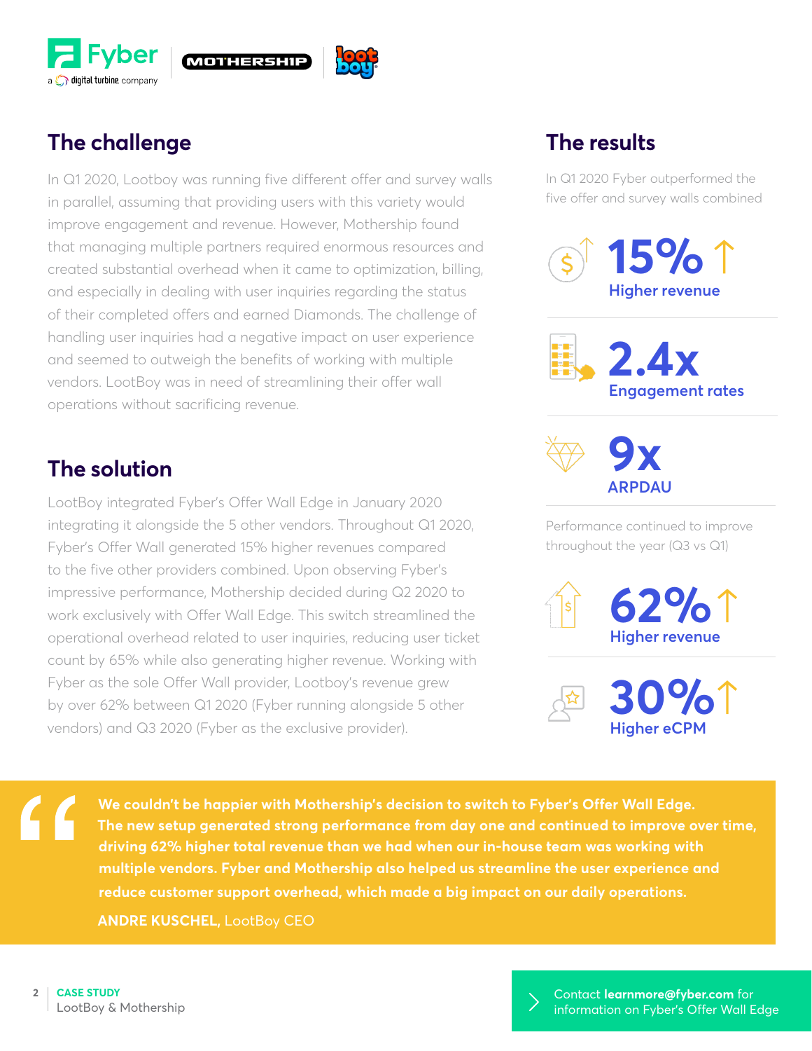## The challenge

In Q1 2020, Lootboy was running five different offer and survey walls in parallel, assuming that providing users with this variety would improve engagement and revenue. However, Mothership found that managing multiple partners required enormous resources and created substantial overhead when it came to optimization, billing, and especially in dealing with user inquiries regarding the status of their completed offers and earned Diamonds. The challenge of handling user inquiries had a negative impact on user experience and seemed to outweigh the benefits of working with multiple vendors. LootBoy was in need of streamlining their offer wall operations without sacrificing revenue.

## The solution

LootBoy integrated Fyber's Offer Wall Edge in January 2020 integrating it alongside the 5 other vendors. Throughout Q1 2020, Fyber's Offer Wall generated 15% higher revenues compared to the five other providers combined. Upon observing Fyber's impressive performance, Mothership decided during Q2 2020 to work exclusively with Offer Wall Edge. This switch streamlined the operational overhead related to user inquiries, reducing user ticket count by 65% while also generating higher revenue. Working with Fyber as the sole Offer Wall provider, Lootboy's revenue grew by over 62% between Q1 2020 (Fyber running alongside 5 other vendors) and Q3 2020 (Fyber as the exclusive provider).

## The results

In Q1 2020 Fyber outperformed the five offer and survey walls combined

**15% ↑**
Higher revenue

**2.4x**
Engagement rates

**9x**
ARPDAU

Performance continued to improve throughout the year (Q3 vs Q1)

**62% ↑**
Higher revenue

**30% ↑**
Higher eCPM

> **We couldn't be happier with Mothership's decision to switch to Fyber's Offer Wall Edge. The new setup generated strong performance from day one and continued to improve over time, driving 62% higher total revenue than we had when our in-house team was working with multiple vendors. Fyber and Mothership also helped us streamline the user experience and reduce customer support overhead, which made a big impact on our daily operations.**
>
> **ANDRE KUSCHEL,** LootBoy CEO

Contact **learnmore@fyber.com** for information on Fyber's Offer Wall Edge